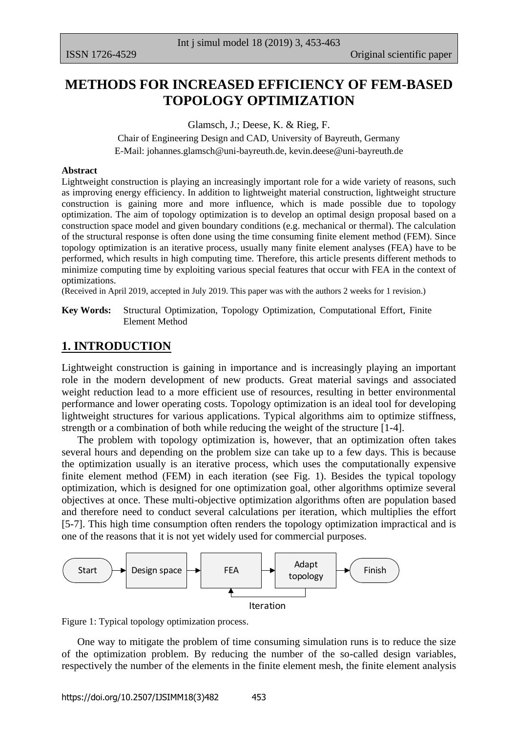# METHODS FOR INCREASED EFFICIENCY OF FEM-BASED TOPOLOGY OPTIMIZATION

Glamsch, J.; Deese, K. & Rieg, F.

Chair of Engineering Design and CAD, University of Bayreuth, Germany

E-Mail: johannes.glamsch@uni-bayreuth.de, kevin.deese@uni-bayreuth.de

**Abstract**

Lightweight construction is playing an increasingly important role for a wide variety of reasons, such as improving energy efficiency. In addition to lightweight material construction, lightweight structure construction is gaining more and more influence, which is made possible due to topology optimization. The aim of topology optimization is to develop an optimal design proposal based on a construction space model and given boundary conditions (e.g. mechanical or thermal). The calculation of the structural response is often done using the time consuming finite element method (FEM). Since topology optimization is an iterative process, usually many finite element analyses (FEA) have to be performed, which results in high computing time. Therefore, this article presents different methods to minimize computing time by exploiting various special features that occur with FEA in the context of optimizations.

(Received in April 2019, accepted in July 2019. This paper was with the authors 2 weeks for 1 revision.)

**Key Words:** Structural Optimization, Topology Optimization, Computational Effort, Finite Element Method

## 1. INTRODUCTION

Lightweight construction is gaining in importance and is increasingly playing an important role in the modern development of new products. Great material savings and associated weight reduction lead to a more efficient use of resources, resulting in better environmental performance and lower operating costs. Topology optimization is an ideal tool for developing lightweight structures for various applications. Typical algorithms aim to optimize stiffness, strength or a combination of both while reducing the weight of the structure [1-4].

The problem with topology optimization is, however, that an optimization often takes several hours and depending on the problem size can take up to a few days. This is because the optimization usually is an iterative process, which uses the computationally expensive finite element method (FEM) in each iteration (see Fig. 1). Besides the typical topology optimization, which is designed for one optimization goal, other algorithms optimize several objectives at once. These multi-objective optimization algorithms often are population based and therefore need to conduct several calculations per iteration, which multiplies the effort [5-7]. This high time consumption often renders the topology optimization impractical and is one of the reasons that it is not yet widely used for commercial purposes.

Start → Design space → FEA → Adapt topology → Finish (Iteration: Adapt topology → FEA)

Figure 1: Typical topology optimization process.

One way to mitigate the problem of time consuming simulation runs is to reduce the size of the optimization problem. By reducing the number of the so-called design variables, respectively the number of the elements in the finite element mesh, the finite element analysis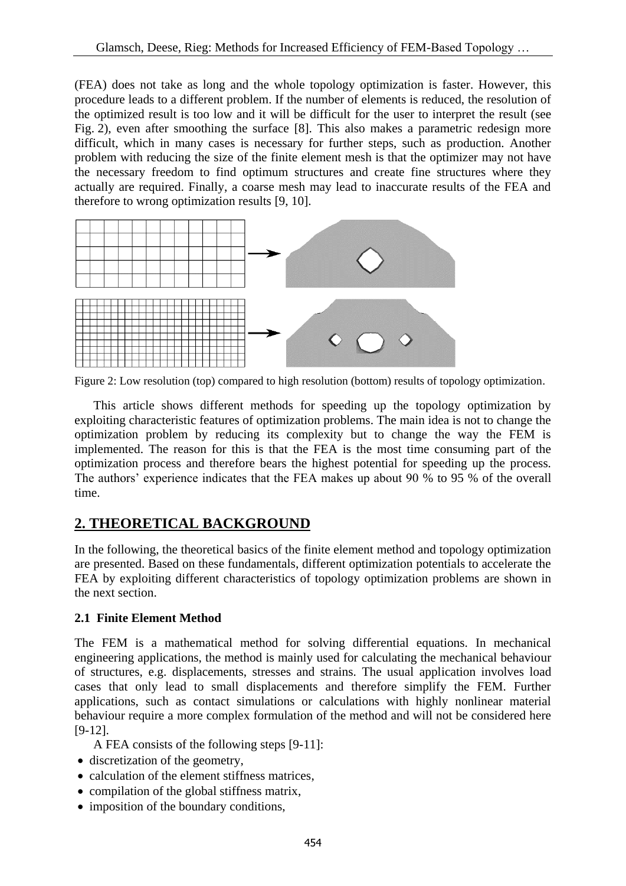(FEA) does not take as long and the whole topology optimization is faster. However, this procedure leads to a different problem. If the number of elements is reduced, the resolution of the optimized result is too low and it will be difficult for the user to interpret the result (see Fig. 2), even after smoothing the surface [8]. This also makes a parametric redesign more difficult, which in many cases is necessary for further steps, such as production. Another problem with reducing the size of the finite element mesh is that the optimizer may not have the necessary freedom to find optimum structures and create fine structures where they actually are required. Finally, a coarse mesh may lead to inaccurate results of the FEA and therefore to wrong optimization results [9, 10].

Figure 2: Low resolution (top) compared to high resolution (bottom) results of topology optimization.

This article shows different methods for speeding up the topology optimization by exploiting characteristic features of optimization problems. The main idea is not to change the optimization problem by reducing its complexity but to change the way the FEM is implemented. The reason for this is that the FEA is the most time consuming part of the optimization process and therefore bears the highest potential for speeding up the process. The authors' experience indicates that the FEA makes up about 90 % to 95 % of the overall time.

## 2. THEORETICAL BACKGROUND

In the following, the theoretical basics of the finite element method and topology optimization are presented. Based on these fundamentals, different optimization potentials to accelerate the FEA by exploiting different characteristics of topology optimization problems are shown in the next section.

### 2.1 Finite Element Method

The FEM is a mathematical method for solving differential equations. In mechanical engineering applications, the method is mainly used for calculating the mechanical behaviour of structures, e.g. displacements, stresses and strains. The usual application involves load cases that only lead to small displacements and therefore simplify the FEM. Further applications, such as contact simulations or calculations with highly nonlinear material behaviour require a more complex formulation of the method and will not be considered here [9-12].

A FEA consists of the following steps [9-11]:

- discretization of the geometry,
- calculation of the element stiffness matrices,
- compilation of the global stiffness matrix,
- imposition of the boundary conditions,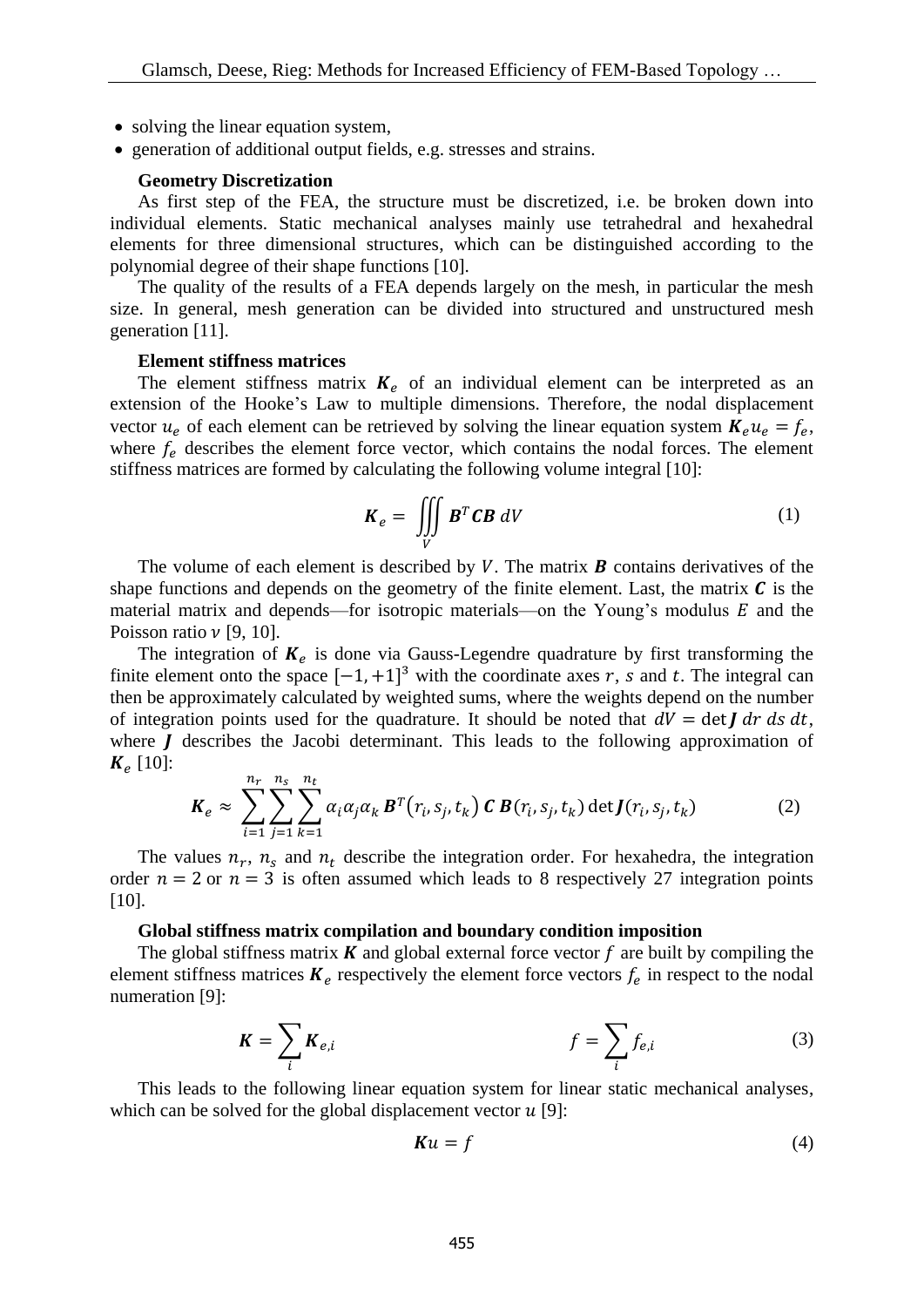- solving the linear equation system,
- generation of additional output fields, e.g. stresses and strains.

### Geometry Discretization

As first step of the FEA, the structure must be discretized, i.e. be broken down into individual elements. Static mechanical analyses mainly use tetrahedral and hexahedral elements for three dimensional structures, which can be distinguished according to the polynomial degree of their shape functions [10].

The quality of the results of a FEA depends largely on the mesh, in particular the mesh size. In general, mesh generation can be divided into structured and unstructured mesh generation [11].

### Element stiffness matrices

The element stiffness matrix $\boldsymbol{K}_e$ of an individual element can be interpreted as an extension of the Hooke's Law to multiple dimensions. Therefore, the nodal displacement vector $u_e$ of each element can be retrieved by solving the linear equation system $\boldsymbol{K}_e u_e = f_e$, where $f_e$ describes the element force vector, which contains the nodal forces. The element stiffness matrices are formed by calculating the following volume integral [10]:

$$\boldsymbol{K}_e = \iiint\limits_V \boldsymbol{B}^T \boldsymbol{C} \boldsymbol{B} \, dV \tag{1}$$

The volume of each element is described by $V$. The matrix $\boldsymbol{B}$ contains derivatives of the shape functions and depends on the geometry of the finite element. Last, the matrix $\boldsymbol{C}$ is the material matrix and depends—for isotropic materials—on the Young's modulus $E$ and the Poisson ratio $\nu$ [9, 10].

The integration of $\boldsymbol{K}_e$ is done via Gauss-Legendre quadrature by first transforming the finite element onto the space $[-1, +1]^3$ with the coordinate axes $r$, $s$ and $t$. The integral can then be approximately calculated by weighted sums, where the weights depend on the number of integration points used for the quadrature. It should be noted that $dV = \det \boldsymbol{J} \, dr \, ds \, dt$, where $\boldsymbol{J}$ describes the Jacobi determinant. This leads to the following approximation of $\boldsymbol{K}_e$ [10]:

$$\boldsymbol{K}_e \approx \sum_{i=1}^{n_r} \sum_{j=1}^{n_s} \sum_{k=1}^{n_t} \alpha_i \alpha_j \alpha_k \, \boldsymbol{B}^T(r_i, s_j, t_k) \, \boldsymbol{C} \, \boldsymbol{B}(r_i, s_j, t_k) \det \boldsymbol{J}(r_i, s_j, t_k) \tag{2}$$

The values $n_r$, $n_s$ and $n_t$ describe the integration order. For hexahedra, the integration order $n = 2$ or $n = 3$ is often assumed which leads to 8 respectively 27 integration points [10].

### Global stiffness matrix compilation and boundary condition imposition

The global stiffness matrix $\boldsymbol{K}$ and global external force vector $f$ are built by compiling the element stiffness matrices $\boldsymbol{K}_e$ respectively the element force vectors $f_e$ in respect to the nodal numeration [9]:

$$\boldsymbol{K} = \sum_i \boldsymbol{K}_{e,i} \qquad\qquad f = \sum_i f_{e,i} \tag{3}$$

This leads to the following linear equation system for linear static mechanical analyses, which can be solved for the global displacement vector $u$ [9]:

$$\boldsymbol{K} u = f \tag{4}$$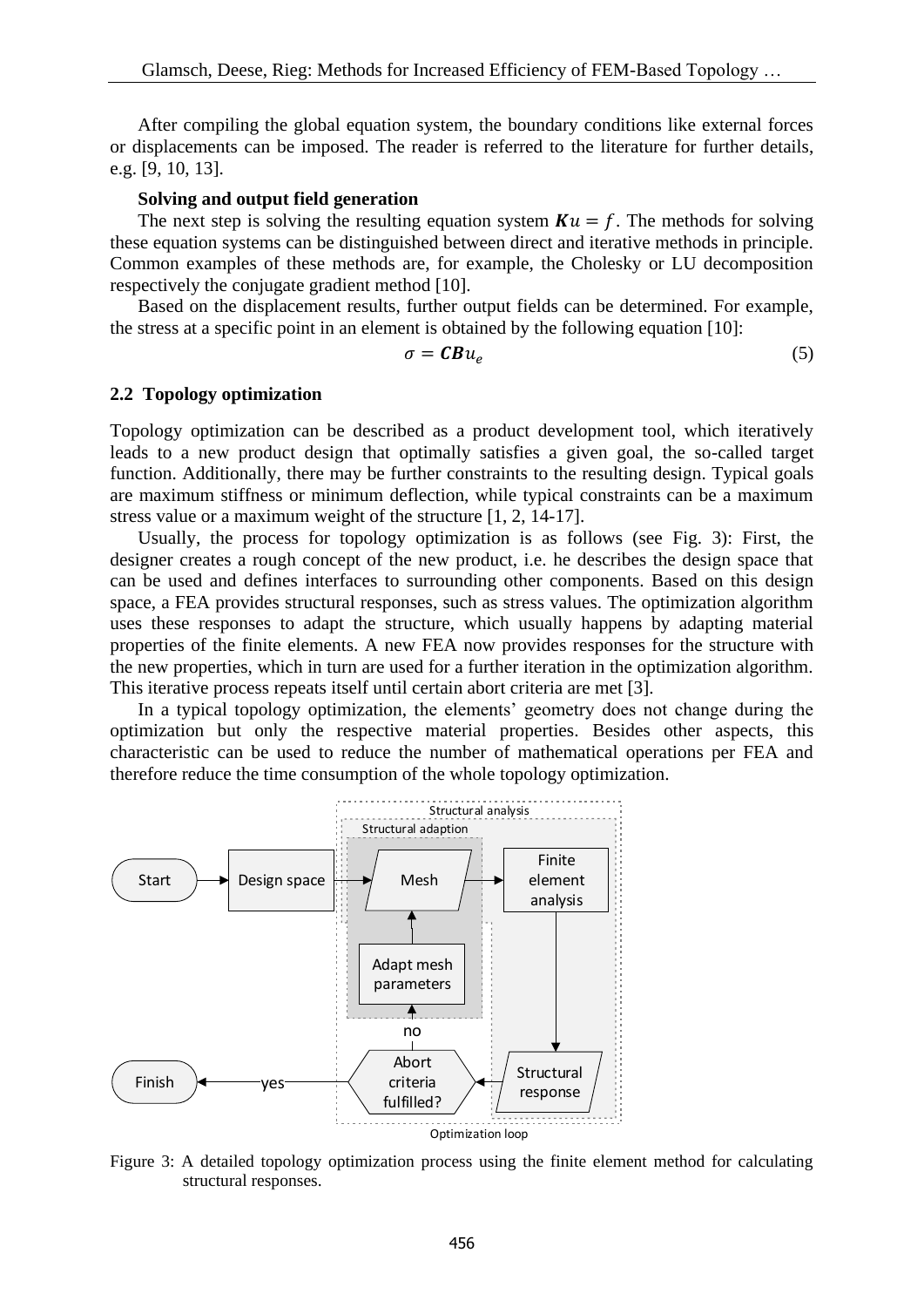After compiling the global equation system, the boundary conditions like external forces or displacements can be imposed. The reader is referred to the literature for further details, e.g. [9, 10, 13].

**Solving and output field generation**

The next step is solving the resulting equation system $\boldsymbol{K}u = f$. The methods for solving these equation systems can be distinguished between direct and iterative methods in principle. Common examples of these methods are, for example, the Cholesky or LU decomposition respectively the conjugate gradient method [10].

Based on the displacement results, further output fields can be determined. For example, the stress at a specific point in an element is obtained by the following equation [10]:

$$\sigma = \boldsymbol{CB}u_e \tag{5}$$

### 2.2 Topology optimization

Topology optimization can be described as a product development tool, which iteratively leads to a new product design that optimally satisfies a given goal, the so-called target function. Additionally, there may be further constraints to the resulting design. Typical goals are maximum stiffness or minimum deflection, while typical constraints can be a maximum stress value or a maximum weight of the structure [1, 2, 14-17].

Usually, the process for topology optimization is as follows (see Fig. 3): First, the designer creates a rough concept of the new product, i.e. he describes the design space that can be used and defines interfaces to surrounding other components. Based on this design space, a FEA provides structural responses, such as stress values. The optimization algorithm uses these responses to adapt the structure, which usually happens by adapting material properties of the finite elements. A new FEA now provides responses for the structure with the new properties, which in turn are used for a further iteration in the optimization algorithm. This iterative process repeats itself until certain abort criteria are met [3].

In a typical topology optimization, the elements' geometry does not change during the optimization but only the respective material properties. Besides other aspects, this characteristic can be used to reduce the number of mathematical operations per FEA and therefore reduce the time consumption of the whole topology optimization.

Figure 3: A detailed topology optimization process using the finite element method for calculating structural responses.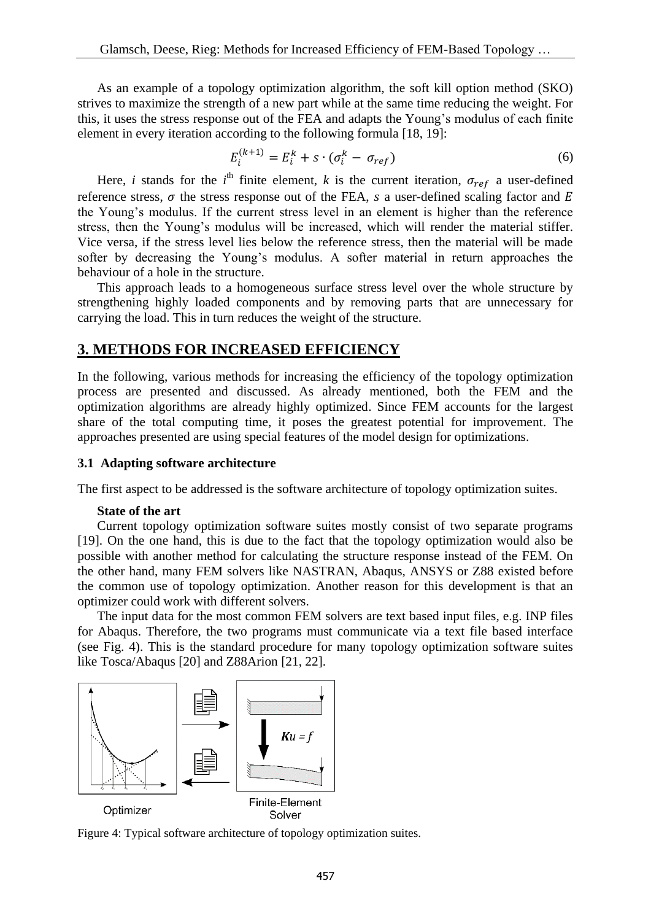As an example of a topology optimization algorithm, the soft kill option method (SKO) strives to maximize the strength of a new part while at the same time reducing the weight. For this, it uses the stress response out of the FEA and adapts the Young's modulus of each finite element in every iteration according to the following formula [18, 19]:

$$E_i^{(k+1)} = E_i^k + s \cdot (\sigma_i^k - \sigma_{ref}) \tag{6}$$

Here, $i$ stands for the $i^{\text{th}}$ finite element, $k$ is the current iteration, $\sigma_{ref}$ a user-defined reference stress, $\sigma$ the stress response out of the FEA, $s$ a user-defined scaling factor and $E$ the Young's modulus. If the current stress level in an element is higher than the reference stress, then the Young's modulus will be increased, which will render the material stiffer. Vice versa, if the stress level lies below the reference stress, then the material will be made softer by decreasing the Young's modulus. A softer material in return approaches the behaviour of a hole in the structure.

This approach leads to a homogeneous surface stress level over the whole structure by strengthening highly loaded components and by removing parts that are unnecessary for carrying the load. This in turn reduces the weight of the structure.

## 3. METHODS FOR INCREASED EFFICIENCY

In the following, various methods for increasing the efficiency of the topology optimization process are presented and discussed. As already mentioned, both the FEM and the optimization algorithms are already highly optimized. Since FEM accounts for the largest share of the total computing time, it poses the greatest potential for improvement. The approaches presented are using special features of the model design for optimizations.

### 3.1 Adapting software architecture

The first aspect to be addressed is the software architecture of topology optimization suites.

**State of the art**

Current topology optimization software suites mostly consist of two separate programs [19]. On the one hand, this is due to the fact that the topology optimization would also be possible with another method for calculating the structure response instead of the FEM. On the other hand, many FEM solvers like NASTRAN, Abaqus, ANSYS or Z88 existed before the common use of topology optimization. Another reason for this development is that an optimizer could work with different solvers.

The input data for the most common FEM solvers are text based input files, e.g. INP files for Abaqus. Therefore, the two programs must communicate via a text file based interface (see Fig. 4). This is the standard procedure for many topology optimization software suites like Tosca/Abaqus [20] and Z88Arion [21, 22].

Figure 4: Typical software architecture of topology optimization suites.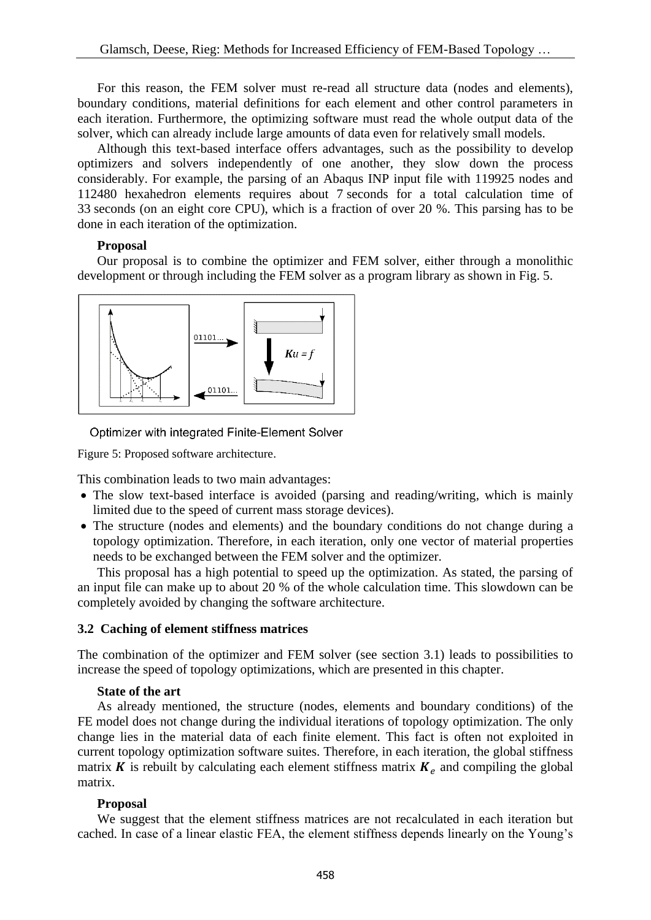For this reason, the FEM solver must re-read all structure data (nodes and elements), boundary conditions, material definitions for each element and other control parameters in each iteration. Furthermore, the optimizing software must read the whole output data of the solver, which can already include large amounts of data even for relatively small models.

Although this text-based interface offers advantages, such as the possibility to develop optimizers and solvers independently of one another, they slow down the process considerably. For example, the parsing of an Abaqus INP input file with 119925 nodes and 112480 hexahedron elements requires about 7 seconds for a total calculation time of 33 seconds (on an eight core CPU), which is a fraction of over 20 %. This parsing has to be done in each iteration of the optimization.

**Proposal**

Our proposal is to combine the optimizer and FEM solver, either through a monolithic development or through including the FEM solver as a program library as shown in Fig. 5.

Optimizer with integrated Finite-Element Solver

Figure 5: Proposed software architecture.

This combination leads to two main advantages:

- The slow text-based interface is avoided (parsing and reading/writing, which is mainly limited due to the speed of current mass storage devices).
- The structure (nodes and elements) and the boundary conditions do not change during a topology optimization. Therefore, in each iteration, only one vector of material properties needs to be exchanged between the FEM solver and the optimizer.

This proposal has a high potential to speed up the optimization. As stated, the parsing of an input file can make up to about 20 % of the whole calculation time. This slowdown can be completely avoided by changing the software architecture.

### 3.2 Caching of element stiffness matrices

The combination of the optimizer and FEM solver (see section 3.1) leads to possibilities to increase the speed of topology optimizations, which are presented in this chapter.

**State of the art**

As already mentioned, the structure (nodes, elements and boundary conditions) of the FE model does not change during the individual iterations of topology optimization. The only change lies in the material data of each finite element. This fact is often not exploited in current topology optimization software suites. Therefore, in each iteration, the global stiffness matrix $\boldsymbol{K}$ is rebuilt by calculating each element stiffness matrix $\boldsymbol{K}_e$ and compiling the global matrix.

**Proposal**

We suggest that the element stiffness matrices are not recalculated in each iteration but cached. In case of a linear elastic FEA, the element stiffness depends linearly on the Young's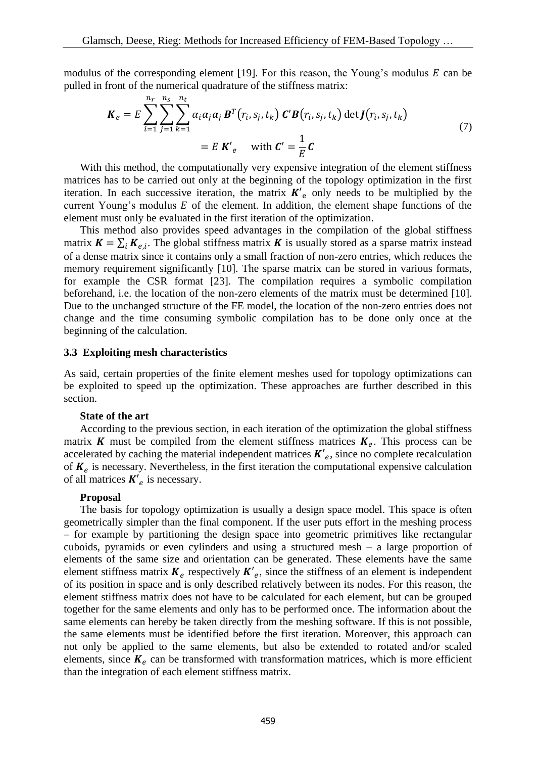modulus of the corresponding element [19]. For this reason, the Young's modulus $E$ can be pulled in front of the numerical quadrature of the stiffness matrix:

$$\begin{aligned} \boldsymbol{K}_e &= E \sum_{i=1}^{n_r} \sum_{j=1}^{n_s} \sum_{k=1}^{n_t} \alpha_i \alpha_j \alpha_j \, \boldsymbol{B}^T(r_i, s_j, t_k) \, \boldsymbol{C}' \boldsymbol{B}(r_i, s_j, t_k) \det \boldsymbol{J}(r_i, s_j, t_k) \\ &= E \, \boldsymbol{K}'_e \quad \text{with } \boldsymbol{C}' = \frac{1}{E} \boldsymbol{C} \end{aligned} \tag{7}$$

With this method, the computationally very expensive integration of the element stiffness matrices has to be carried out only at the beginning of the topology optimization in the first iteration. In each successive iteration, the matrix $\boldsymbol{K'}_\text{e}$ only needs to be multiplied by the current Young's modulus $E$ of the element. In addition, the element shape functions of the element must only be evaluated in the first iteration of the optimization.

This method also provides speed advantages in the compilation of the global stiffness matrix $\boldsymbol{K} = \sum_i \boldsymbol{K}_{e,i}$. The global stiffness matrix $\boldsymbol{K}$ is usually stored as a sparse matrix instead of a dense matrix since it contains only a small fraction of non-zero entries, which reduces the memory requirement significantly [10]. The sparse matrix can be stored in various formats, for example the CSR format [23]. The compilation requires a symbolic compilation beforehand, i.e. the location of the non-zero elements of the matrix must be determined [10]. Due to the unchanged structure of the FE model, the location of the non-zero entries does not change and the time consuming symbolic compilation has to be done only once at the beginning of the calculation.

### 3.3 Exploiting mesh characteristics

As said, certain properties of the finite element meshes used for topology optimizations can be exploited to speed up the optimization. These approaches are further described in this section.

**State of the art**

According to the previous section, in each iteration of the optimization the global stiffness matrix $\boldsymbol{K}$ must be compiled from the element stiffness matrices $\boldsymbol{K}_e$. This process can be accelerated by caching the material independent matrices $\boldsymbol{K'}_e$, since no complete recalculation of $\boldsymbol{K}_e$ is necessary. Nevertheless, in the first iteration the computational expensive calculation of all matrices $\boldsymbol{K'}_e$ is necessary.

**Proposal**

The basis for topology optimization is usually a design space model. This space is often geometrically simpler than the final component. If the user puts effort in the meshing process – for example by partitioning the design space into geometric primitives like rectangular cuboids, pyramids or even cylinders and using a structured mesh – a large proportion of elements of the same size and orientation can be generated. These elements have the same element stiffness matrix $\boldsymbol{K}_e$ respectively $\boldsymbol{K'}_e$, since the stiffness of an element is independent of its position in space and is only described relatively between its nodes. For this reason, the element stiffness matrix does not have to be calculated for each element, but can be grouped together for the same elements and only has to be performed once. The information about the same elements can hereby be taken directly from the meshing software. If this is not possible, the same elements must be identified before the first iteration. Moreover, this approach can not only be applied to the same elements, but also be extended to rotated and/or scaled elements, since $\boldsymbol{K}_e$ can be transformed with transformation matrices, which is more efficient than the integration of each element stiffness matrix.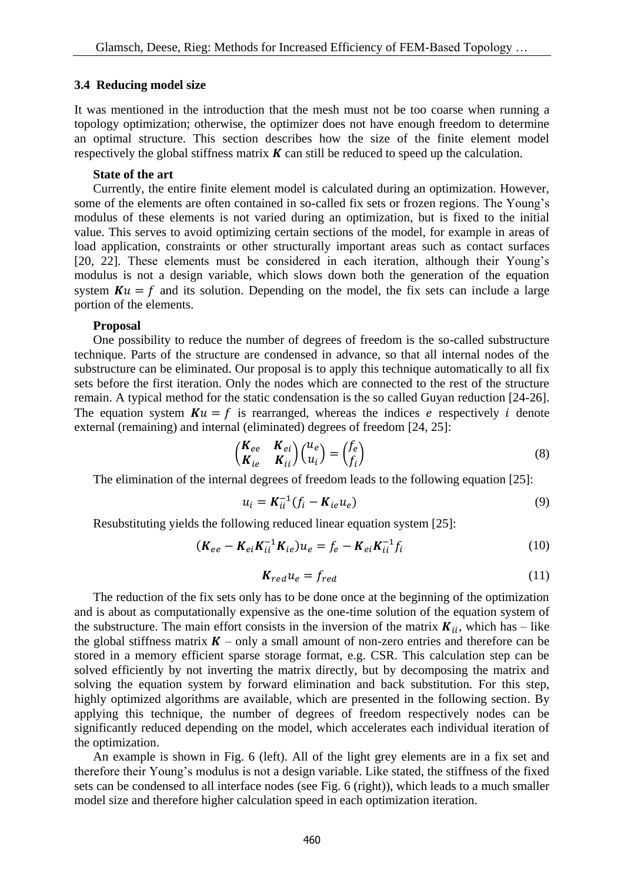### 3.4 Reducing model size

It was mentioned in the introduction that the mesh must not be too coarse when running a topology optimization; otherwise, the optimizer does not have enough freedom to determine an optimal structure. This section describes how the size of the finite element model respectively the global stiffness matrix $\boldsymbol{K}$ can still be reduced to speed up the calculation.

**State of the art**

Currently, the entire finite element model is calculated during an optimization. However, some of the elements are often contained in so-called fix sets or frozen regions. The Young's modulus of these elements is not varied during an optimization, but is fixed to the initial value. This serves to avoid optimizing certain sections of the model, for example in areas of load application, constraints or other structurally important areas such as contact surfaces [20, 22]. These elements must be considered in each iteration, although their Young's modulus is not a design variable, which slows down both the generation of the equation system $\boldsymbol{K}u = f$ and its solution. Depending on the model, the fix sets can include a large portion of the elements.

**Proposal**

One possibility to reduce the number of degrees of freedom is the so-called substructure technique. Parts of the structure are condensed in advance, so that all internal nodes of the substructure can be eliminated. Our proposal is to apply this technique automatically to all fix sets before the first iteration. Only the nodes which are connected to the rest of the structure remain. A typical method for the static condensation is the so called Guyan reduction [24-26]. The equation system $\boldsymbol{K}u = f$ is rearranged, whereas the indices $e$ respectively $i$ denote external (remaining) and internal (eliminated) degrees of freedom [24, 25]:

$$\begin{pmatrix} \boldsymbol{K}_{ee} & \boldsymbol{K}_{ei} \\ \boldsymbol{K}_{ie} & \boldsymbol{K}_{ii} \end{pmatrix} \begin{pmatrix} u_e \\ u_i \end{pmatrix} = \begin{pmatrix} f_e \\ f_i \end{pmatrix} \tag{8}$$

The elimination of the internal degrees of freedom leads to the following equation [25]:

$$u_i = \boldsymbol{K}_{ii}^{-1}(f_i - \boldsymbol{K}_{ie} u_e) \tag{9}$$

Resubstituting yields the following reduced linear equation system [25]:

$$(\boldsymbol{K}_{ee} - \boldsymbol{K}_{ei}\boldsymbol{K}_{ii}^{-1}\boldsymbol{K}_{ie}) u_e = f_e - \boldsymbol{K}_{ei}\boldsymbol{K}_{ii}^{-1} f_i \tag{10}$$

$$\boldsymbol{K}_{red} u_e = f_{red} \tag{11}$$

The reduction of the fix sets only has to be done once at the beginning of the optimization and is about as computationally expensive as the one-time solution of the equation system of the substructure. The main effort consists in the inversion of the matrix $\boldsymbol{K}_{ii}$, which has – like the global stiffness matrix $\boldsymbol{K}$ – only a small amount of non-zero entries and therefore can be stored in a memory efficient sparse storage format, e.g. CSR. This calculation step can be solved efficiently by not inverting the matrix directly, but by decomposing the matrix and solving the equation system by forward elimination and back substitution. For this step, highly optimized algorithms are available, which are presented in the following section. By applying this technique, the number of degrees of freedom respectively nodes can be significantly reduced depending on the model, which accelerates each individual iteration of the optimization.

An example is shown in Fig. 6 (left). All of the light grey elements are in a fix set and therefore their Young's modulus is not a design variable. Like stated, the stiffness of the fixed sets can be condensed to all interface nodes (see Fig. 6 (right)), which leads to a much smaller model size and therefore higher calculation speed in each optimization iteration.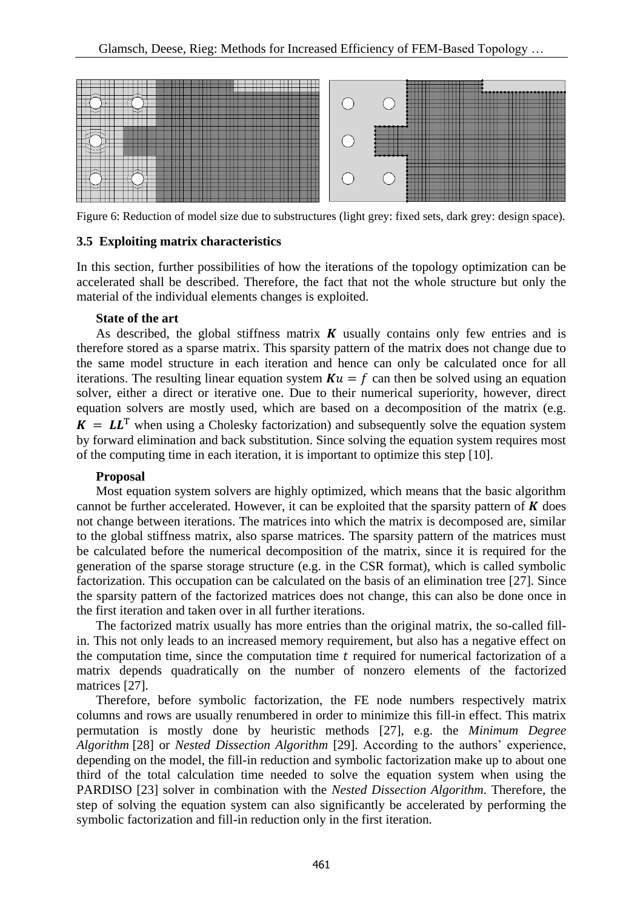Figure 6: Reduction of model size due to substructures (light grey: fixed sets, dark grey: design space).

### 3.5 Exploiting matrix characteristics

In this section, further possibilities of how the iterations of the topology optimization can be accelerated shall be described. Therefore, the fact that not the whole structure but only the material of the individual elements changes is exploited.

**State of the art**

As described, the global stiffness matrix $\boldsymbol{K}$ usually contains only few entries and is therefore stored as a sparse matrix. This sparsity pattern of the matrix does not change due to the same model structure in each iteration and hence can only be calculated once for all iterations. The resulting linear equation system $\boldsymbol{K}u = f$ can then be solved using an equation solver, either a direct or iterative one. Due to their numerical superiority, however, direct equation solvers are mostly used, which are based on a decomposition of the matrix (e.g. $\boldsymbol{K} = \boldsymbol{L}\boldsymbol{L}^{\mathrm{T}}$ when using a Cholesky factorization) and subsequently solve the equation system by forward elimination and back substitution. Since solving the equation system requires most of the computing time in each iteration, it is important to optimize this step [10].

**Proposal**

Most equation system solvers are highly optimized, which means that the basic algorithm cannot be further accelerated. However, it can be exploited that the sparsity pattern of $\boldsymbol{K}$ does not change between iterations. The matrices into which the matrix is decomposed are, similar to the global stiffness matrix, also sparse matrices. The sparsity pattern of the matrices must be calculated before the numerical decomposition of the matrix, since it is required for the generation of the sparse storage structure (e.g. in the CSR format), which is called symbolic factorization. This occupation can be calculated on the basis of an elimination tree [27]. Since the sparsity pattern of the factorized matrices does not change, this can also be done once in the first iteration and taken over in all further iterations.

The factorized matrix usually has more entries than the original matrix, the so-called fill-in. This not only leads to an increased memory requirement, but also has a negative effect on the computation time, since the computation time $t$ required for numerical factorization of a matrix depends quadratically on the number of nonzero elements of the factorized matrices [27].

Therefore, before symbolic factorization, the FE node numbers respectively matrix columns and rows are usually renumbered in order to minimize this fill-in effect. This matrix permutation is mostly done by heuristic methods [27], e.g. the *Minimum Degree Algorithm* [28] or *Nested Dissection Algorithm* [29]. According to the authors' experience, depending on the model, the fill-in reduction and symbolic factorization make up to about one third of the total calculation time needed to solve the equation system when using the PARDISO [23] solver in combination with the *Nested Dissection Algorithm*. Therefore, the step of solving the equation system can also significantly be accelerated by performing the symbolic factorization and fill-in reduction only in the first iteration.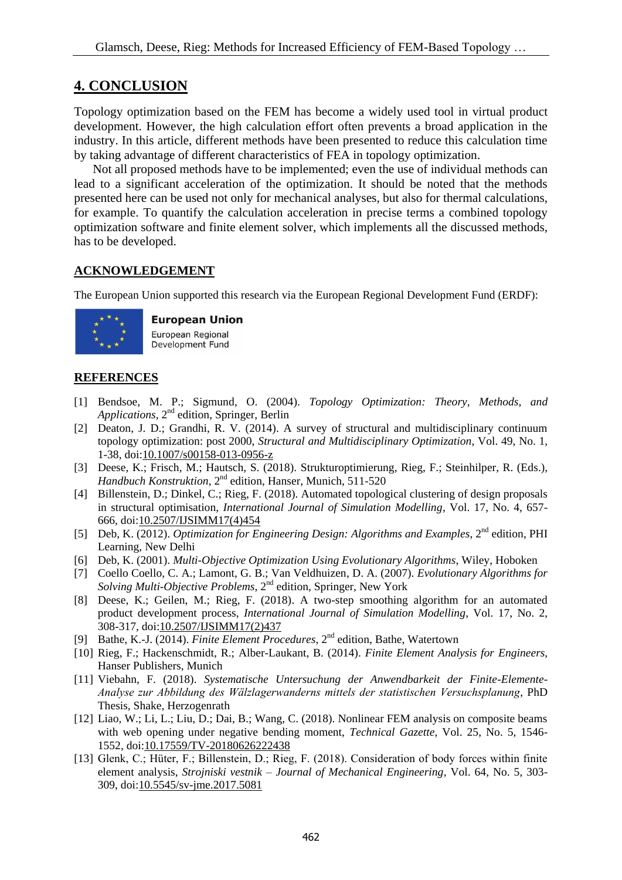## 4. CONCLUSION

Topology optimization based on the FEM has become a widely used tool in virtual product development. However, the high calculation effort often prevents a broad application in the industry. In this article, different methods have been presented to reduce this calculation time by taking advantage of different characteristics of FEA in topology optimization.

Not all proposed methods have to be implemented; even the use of individual methods can lead to a significant acceleration of the optimization. It should be noted that the methods presented here can be used not only for mechanical analyses, but also for thermal calculations, for example. To quantify the calculation acceleration in precise terms a combined topology optimization software and finite element solver, which implements all the discussed methods, has to be developed.

## ACKNOWLEDGEMENT

The European Union supported this research via the European Regional Development Fund (ERDF):

**European Union**
European Regional Development Fund

## REFERENCES

[1] Bendsoe, M. P.; Sigmund, O. (2004). *Topology Optimization: Theory, Methods, and Applications*, 2nd edition, Springer, Berlin

[2] Deaton, J. D.; Grandhi, R. V. (2014). A survey of structural and multidisciplinary continuum topology optimization: post 2000, *Structural and Multidisciplinary Optimization*, Vol. 49, No. 1, 1-38, doi:10.1007/s00158-013-0956-z

[3] Deese, K.; Frisch, M.; Hautsch, S. (2018). Strukturoptimierung, Rieg, F.; Steinhilper, R. (Eds.), *Handbuch Konstruktion*, 2nd edition, Hanser, Munich, 511-520

[4] Billenstein, D.; Dinkel, C.; Rieg, F. (2018). Automated topological clustering of design proposals in structural optimisation, *International Journal of Simulation Modelling*, Vol. 17, No. 4, 657-666, doi:10.2507/IJSIMM17(4)454

[5] Deb, K. (2012). *Optimization for Engineering Design: Algorithms and Examples*, 2nd edition, PHI Learning, New Delhi

[6] Deb, K. (2001). *Multi-Objective Optimization Using Evolutionary Algorithms*, Wiley, Hoboken

[7] Coello Coello, C. A.; Lamont, G. B.; Van Veldhuizen, D. A. (2007). *Evolutionary Algorithms for Solving Multi-Objective Problems*, 2nd edition, Springer, New York

[8] Deese, K.; Geilen, M.; Rieg, F. (2018). A two-step smoothing algorithm for an automated product development process, *International Journal of Simulation Modelling*, Vol. 17, No. 2, 308-317, doi:10.2507/IJSIMM17(2)437

[9] Bathe, K.-J. (2014). *Finite Element Procedures*, 2nd edition, Bathe, Watertown

[10] Rieg, F.; Hackenschmidt, R.; Alber-Laukant, B. (2014). *Finite Element Analysis for Engineers*, Hanser Publishers, Munich

[11] Viebahn, F. (2018). *Systematische Untersuchung der Anwendbarkeit der Finite-Elemente-Analyse zur Abbildung des Wälzlagerwanderns mittels der statistischen Versuchsplanung*, PhD Thesis, Shake, Herzogenrath

[12] Liao, W.; Li, L.; Liu, D.; Dai, B.; Wang, C. (2018). Nonlinear FEM analysis on composite beams with web opening under negative bending moment, *Technical Gazette*, Vol. 25, No. 5, 1546-1552, doi:10.17559/TV-20180626222438

[13] Glenk, C.; Hüter, F.; Billenstein, D.; Rieg, F. (2018). Consideration of body forces within finite element analysis, *Strojniski vestnik – Journal of Mechanical Engineering*, Vol. 64, No. 5, 303-309, doi:10.5545/sv-jme.2017.5081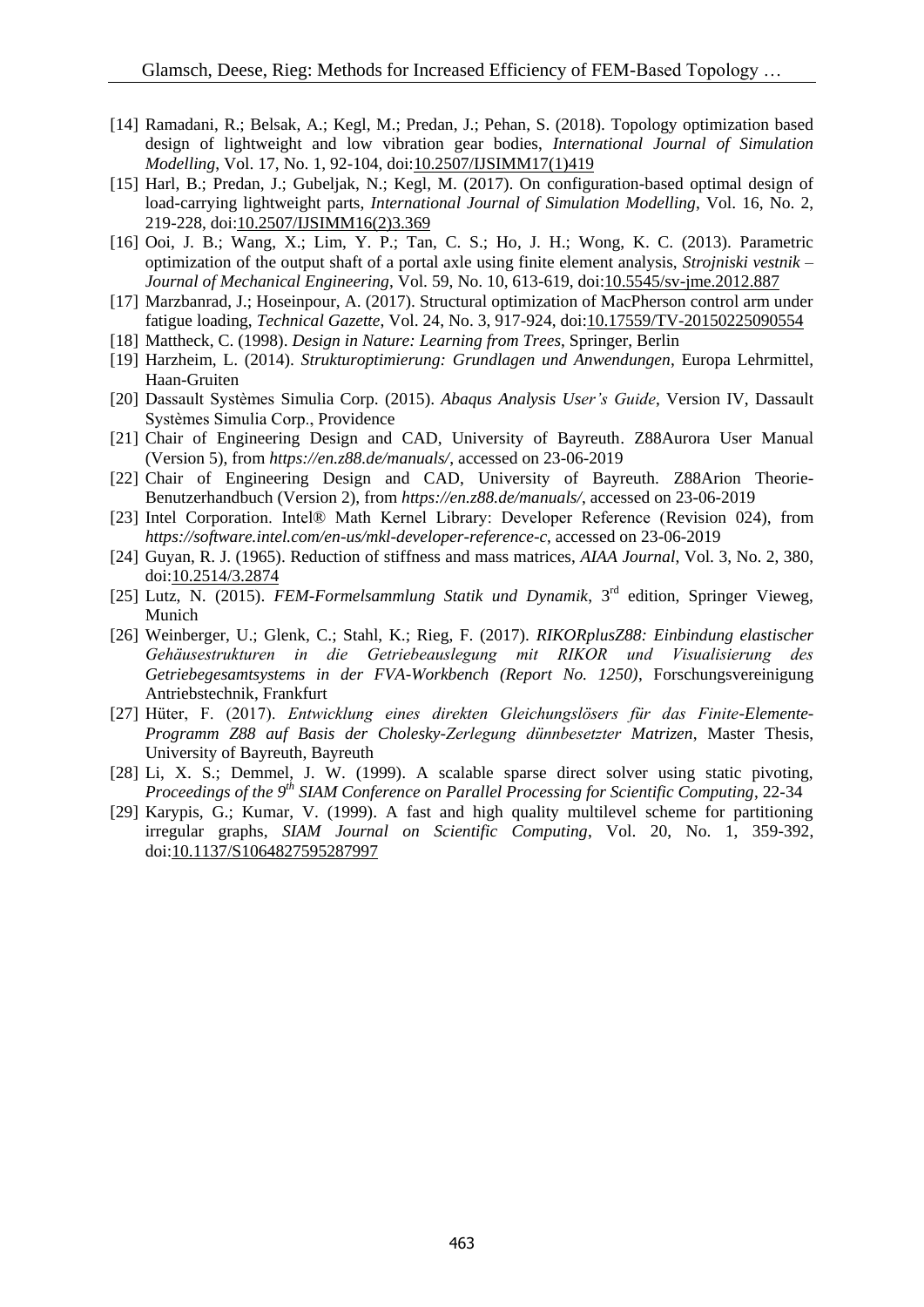[14] Ramadani, R.; Belsak, A.; Kegl, M.; Predan, J.; Pehan, S. (2018). Topology optimization based design of lightweight and low vibration gear bodies, *International Journal of Simulation Modelling*, Vol. 17, No. 1, 92-104, doi:10.2507/IJSIMM17(1)419

[15] Harl, B.; Predan, J.; Gubeljak, N.; Kegl, M. (2017). On configuration-based optimal design of load-carrying lightweight parts, *International Journal of Simulation Modelling*, Vol. 16, No. 2, 219-228, doi:10.2507/IJSIMM16(2)3.369

[16] Ooi, J. B.; Wang, X.; Lim, Y. P.; Tan, C. S.; Ho, J. H.; Wong, K. C. (2013). Parametric optimization of the output shaft of a portal axle using finite element analysis, *Strojniski vestnik – Journal of Mechanical Engineering*, Vol. 59, No. 10, 613-619, doi:10.5545/sv-jme.2012.887

[17] Marzbanrad, J.; Hoseinpour, A. (2017). Structural optimization of MacPherson control arm under fatigue loading, *Technical Gazette*, Vol. 24, No. 3, 917-924, doi:10.17559/TV-20150225090554

[18] Mattheck, C. (1998). *Design in Nature: Learning from Trees*, Springer, Berlin

[19] Harzheim, L. (2014). *Strukturoptimierung: Grundlagen und Anwendungen*, Europa Lehrmittel, Haan-Gruiten

[20] Dassault Systèmes Simulia Corp. (2015). *Abaqus Analysis User's Guide*, Version IV, Dassault Systèmes Simulia Corp., Providence

[21] Chair of Engineering Design and CAD, University of Bayreuth. Z88Aurora User Manual (Version 5), from *https://en.z88.de/manuals/*, accessed on 23-06-2019

[22] Chair of Engineering Design and CAD, University of Bayreuth. Z88Arion Theorie-Benutzerhandbuch (Version 2), from *https://en.z88.de/manuals/*, accessed on 23-06-2019

[23] Intel Corporation. Intel® Math Kernel Library: Developer Reference (Revision 024), from *https://software.intel.com/en-us/mkl-developer-reference-c*, accessed on 23-06-2019

[24] Guyan, R. J. (1965). Reduction of stiffness and mass matrices, *AIAA Journal*, Vol. 3, No. 2, 380, doi:10.2514/3.2874

[25] Lutz, N. (2015). *FEM-Formelsammlung Statik und Dynamik*, 3rd edition, Springer Vieweg, Munich

[26] Weinberger, U.; Glenk, C.; Stahl, K.; Rieg, F. (2017). *RIKORplusZ88: Einbindung elastischer Gehäusestrukturen in die Getriebeauslegung mit RIKOR und Visualisierung des Getriebegesamtsystems in der FVA-Workbench (Report No. 1250)*, Forschungsvereinigung Antriebstechnik, Frankfurt

[27] Hüter, F. (2017). *Entwicklung eines direkten Gleichungslösers für das Finite-Elemente-Programm Z88 auf Basis der Cholesky-Zerlegung dünnbesetzter Matrizen*, Master Thesis, University of Bayreuth, Bayreuth

[28] Li, X. S.; Demmel, J. W. (1999). A scalable sparse direct solver using static pivoting, *Proceedings of the 9th SIAM Conference on Parallel Processing for Scientific Computing*, 22-34

[29] Karypis, G.; Kumar, V. (1999). A fast and high quality multilevel scheme for partitioning irregular graphs, *SIAM Journal on Scientific Computing*, Vol. 20, No. 1, 359-392, doi:10.1137/S1064827595287997